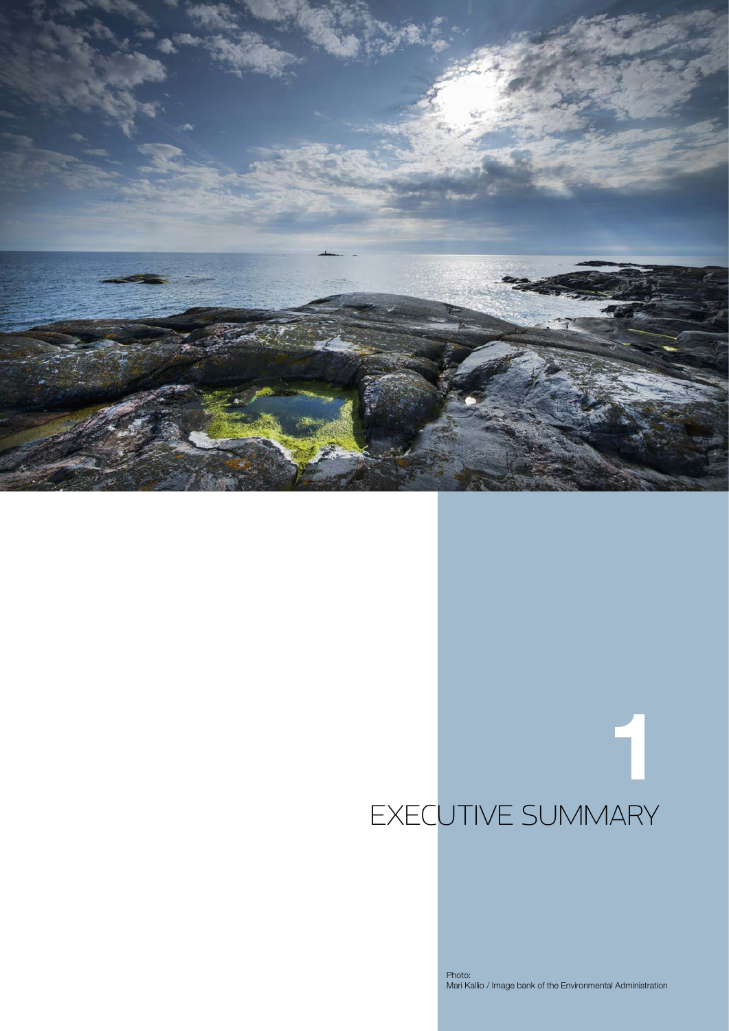# 1 EXECUTIVE SUMMARY

Photo:
Mari Kallio / Image bank of the Environmental Administration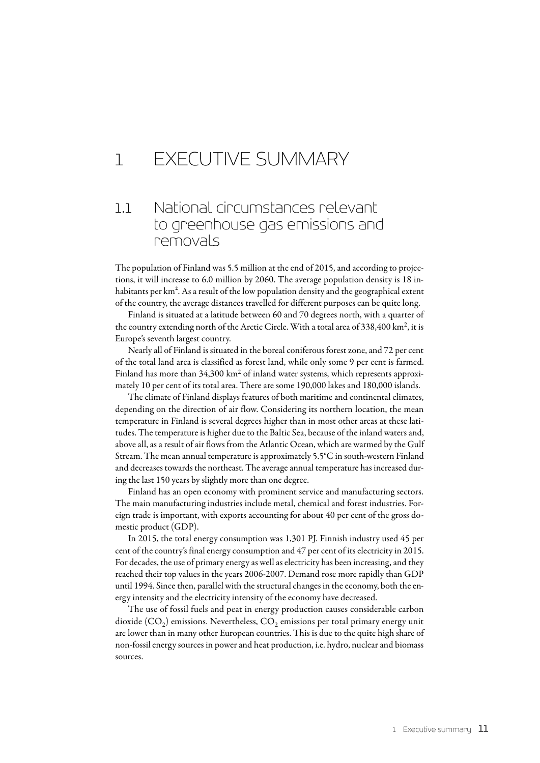# 1 EXECUTIVE SUMMARY

## 1.1 National circumstances relevant to greenhouse gas emissions and removals

The population of Finland was 5.5 million at the end of 2015, and according to projections, it will increase to 6.0 million by 2060. The average population density is 18 inhabitants per km². As a result of the low population density and the geographical extent of the country, the average distances travelled for different purposes can be quite long.

Finland is situated at a latitude between 60 and 70 degrees north, with a quarter of the country extending north of the Arctic Circle. With a total area of 338,400 km², it is Europe's seventh largest country.

Nearly all of Finland is situated in the boreal coniferous forest zone, and 72 per cent of the total land area is classified as forest land, while only some 9 per cent is farmed. Finland has more than 34,300 km² of inland water systems, which represents approximately 10 per cent of its total area. There are some 190,000 lakes and 180,000 islands.

The climate of Finland displays features of both maritime and continental climates, depending on the direction of air flow. Considering its northern location, the mean temperature in Finland is several degrees higher than in most other areas at these latitudes. The temperature is higher due to the Baltic Sea, because of the inland waters and, above all, as a result of air flows from the Atlantic Ocean, which are warmed by the Gulf Stream. The mean annual temperature is approximately 5.5°C in south-western Finland and decreases towards the northeast. The average annual temperature has increased during the last 150 years by slightly more than one degree.

Finland has an open economy with prominent service and manufacturing sectors. The main manufacturing industries include metal, chemical and forest industries. Foreign trade is important, with exports accounting for about 40 per cent of the gross domestic product (GDP).

In 2015, the total energy consumption was 1,301 PJ. Finnish industry used 45 per cent of the country's final energy consumption and 47 per cent of its electricity in 2015. For decades, the use of primary energy as well as electricity has been increasing, and they reached their top values in the years 2006-2007. Demand rose more rapidly than GDP until 1994. Since then, parallel with the structural changes in the economy, both the energy intensity and the electricity intensity of the economy have decreased.

The use of fossil fuels and peat in energy production causes considerable carbon dioxide ($CO_2$) emissions. Nevertheless, $CO_2$ emissions per total primary energy unit are lower than in many other European countries. This is due to the quite high share of non-fossil energy sources in power and heat production, i.e. hydro, nuclear and biomass sources.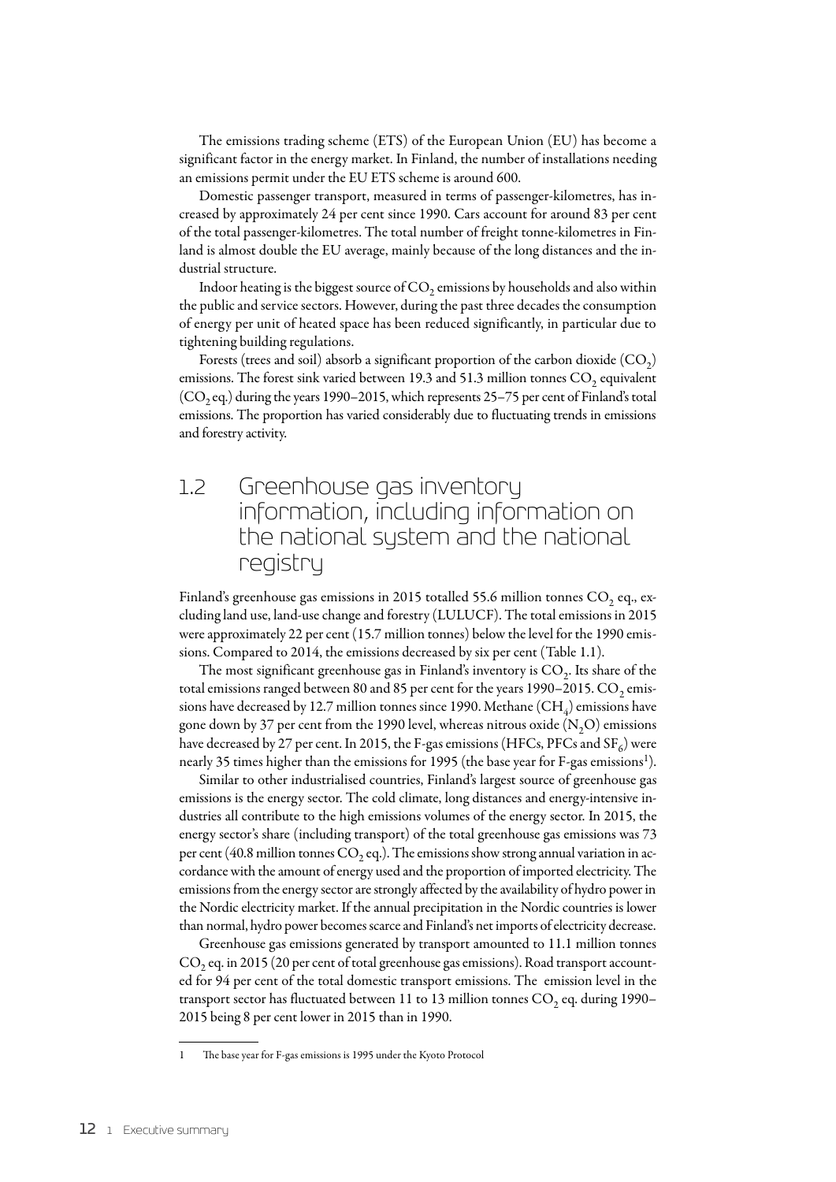The emissions trading scheme (ETS) of the European Union (EU) has become a significant factor in the energy market. In Finland, the number of installations needing an emissions permit under the EU ETS scheme is around 600.

Domestic passenger transport, measured in terms of passenger-kilometres, has increased by approximately 24 per cent since 1990. Cars account for around 83 per cent of the total passenger-kilometres. The total number of freight tonne-kilometres in Finland is almost double the EU average, mainly because of the long distances and the industrial structure.

Indoor heating is the biggest source of $CO_2$ emissions by households and also within the public and service sectors. However, during the past three decades the consumption of energy per unit of heated space has been reduced significantly, in particular due to tightening building regulations.

Forests (trees and soil) absorb a significant proportion of the carbon dioxide ($CO_2$) emissions. The forest sink varied between 19.3 and 51.3 million tonnes $CO_2$ equivalent ($CO_2$ eq.) during the years 1990–2015, which represents 25–75 per cent of Finland's total emissions. The proportion has varied considerably due to fluctuating trends in emissions and forestry activity.

## 1.2 Greenhouse gas inventory information, including information on the national system and the national registry

Finland's greenhouse gas emissions in 2015 totalled 55.6 million tonnes $CO_2$ eq., excluding land use, land-use change and forestry (LULUCF). The total emissions in 2015 were approximately 22 per cent (15.7 million tonnes) below the level for the 1990 emissions. Compared to 2014, the emissions decreased by six per cent (Table 1.1).

The most significant greenhouse gas in Finland's inventory is $CO_2$. Its share of the total emissions ranged between 80 and 85 per cent for the years 1990–2015. $CO_2$ emissions have decreased by 12.7 million tonnes since 1990. Methane ($CH_4$) emissions have gone down by 37 per cent from the 1990 level, whereas nitrous oxide ($N_2O$) emissions have decreased by 27 per cent. In 2015, the F-gas emissions (HFCs, PFCs and $SF_6$) were nearly 35 times higher than the emissions for 1995 (the base year for F-gas emissions[1]).

Similar to other industrialised countries, Finland's largest source of greenhouse gas emissions is the energy sector. The cold climate, long distances and energy-intensive industries all contribute to the high emissions volumes of the energy sector. In 2015, the energy sector's share (including transport) of the total greenhouse gas emissions was 73 per cent (40.8 million tonnes $CO_2$ eq.). The emissions show strong annual variation in accordance with the amount of energy used and the proportion of imported electricity. The emissions from the energy sector are strongly affected by the availability of hydro power in the Nordic electricity market. If the annual precipitation in the Nordic countries is lower than normal, hydro power becomes scarce and Finland's net imports of electricity decrease.

Greenhouse gas emissions generated by transport amounted to 11.1 million tonnes $CO_2$ eq. in 2015 (20 per cent of total greenhouse gas emissions). Road transport accounted for 94 per cent of the total domestic transport emissions. The emission level in the transport sector has fluctuated between 11 to 13 million tonnes $CO_2$ eq. during 1990–2015 being 8 per cent lower in 2015 than in 1990.

---

[1] The base year for F-gas emissions is 1995 under the Kyoto Protocol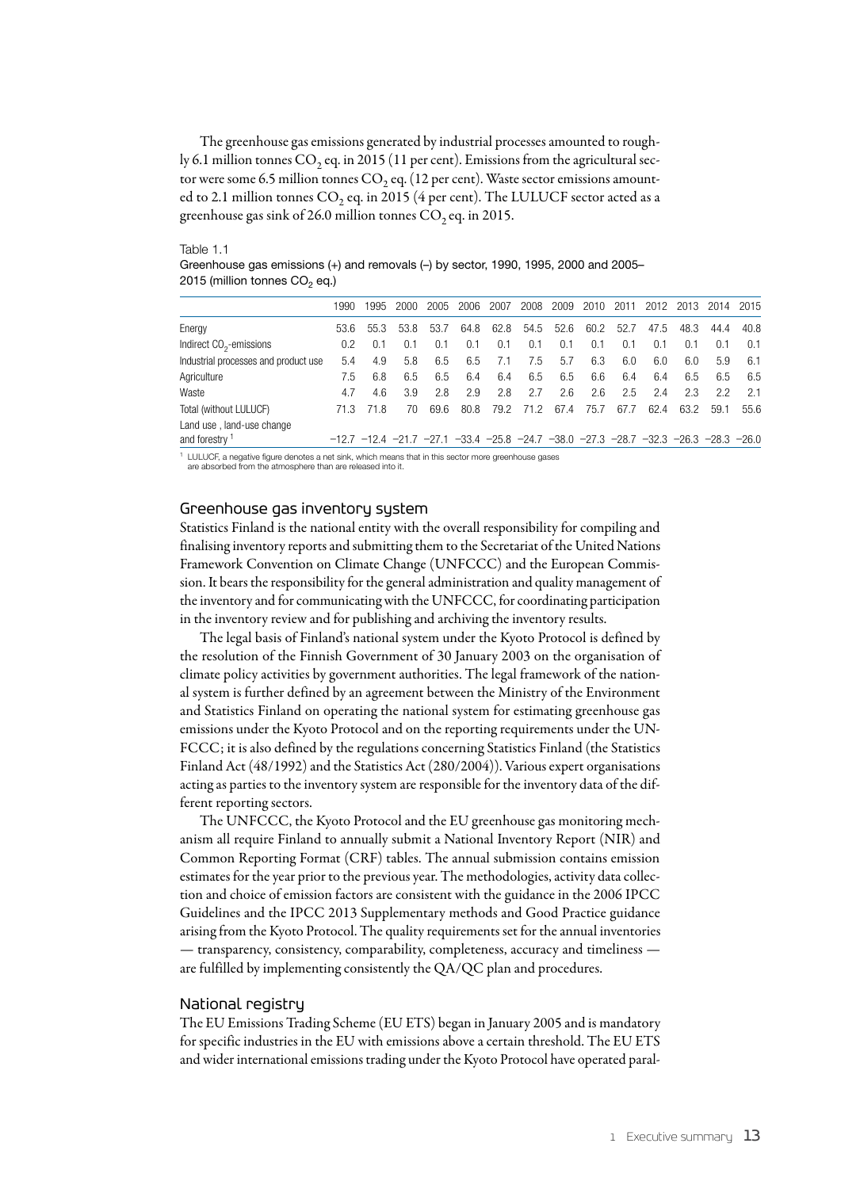The greenhouse gas emissions generated by industrial processes amounted to roughly 6.1 million tonnes $CO_2$ eq. in 2015 (11 per cent). Emissions from the agricultural sector were some 6.5 million tonnes $CO_2$ eq. (12 per cent). Waste sector emissions amounted to 2.1 million tonnes $CO_2$ eq. in 2015 (4 per cent). The LULUCF sector acted as a greenhouse gas sink of 26.0 million tonnes $CO_2$ eq. in 2015.

Table 1.1
Greenhouse gas emissions (+) and removals (–) by sector, 1990, 1995, 2000 and 2005–2015 (million tonnes $CO_2$ eq.)

| | 1990 | 1995 | 2000 | 2005 | 2006 | 2007 | 2008 | 2009 | 2010 | 2011 | 2012 | 2013 | 2014 | 2015 |
|---|---|---|---|---|---|---|---|---|---|---|---|---|---|---|
| Energy | 53.6 | 55.3 | 53.8 | 53.7 | 64.8 | 62.8 | 54.5 | 52.6 | 60.2 | 52.7 | 47.5 | 48.3 | 44.4 | 40.8 |
| Indirect $CO_2$-emissions | 0.2 | 0.1 | 0.1 | 0.1 | 0.1 | 0.1 | 0.1 | 0.1 | 0.1 | 0.1 | 0.1 | 0.1 | 0.1 | 0.1 |
| Industrial processes and product use | 5.4 | 4.9 | 5.8 | 6.5 | 6.5 | 7.1 | 7.5 | 5.7 | 6.3 | 6.0 | 6.0 | 6.0 | 5.9 | 6.1 |
| Agriculture | 7.5 | 6.8 | 6.5 | 6.5 | 6.4 | 6.4 | 6.5 | 6.5 | 6.6 | 6.4 | 6.4 | 6.5 | 6.5 | 6.5 |
| Waste | 4.7 | 4.6 | 3.9 | 2.8 | 2.9 | 2.8 | 2.7 | 2.6 | 2.6 | 2.5 | 2.4 | 2.3 | 2.2 | 2.1 |
| Total (without LULUCF) | 71.3 | 71.8 | 70 | 69.6 | 80.8 | 79.2 | 71.2 | 67.4 | 75.7 | 67.7 | 62.4 | 63.2 | 59.1 | 55.6 |
| Land use , land-use change and forestry [1] | −12.7 | −12.4 | −21.7 | −27.1 | −33.4 | −25.8 | −24.7 | −38.0 | −27.3 | −28.7 | −32.3 | −26.3 | −28.3 | −26.0 |

[1] LULUCF, a negative figure denotes a net sink, which means that in this sector more greenhouse gases are absorbed from the atmosphere than are released into it.

## Greenhouse gas inventory system

Statistics Finland is the national entity with the overall responsibility for compiling and finalising inventory reports and submitting them to the Secretariat of the United Nations Framework Convention on Climate Change (UNFCCC) and the European Commission. It bears the responsibility for the general administration and quality management of the inventory and for communicating with the UNFCCC, for coordinating participation in the inventory review and for publishing and archiving the inventory results.

The legal basis of Finland's national system under the Kyoto Protocol is defined by the resolution of the Finnish Government of 30 January 2003 on the organisation of climate policy activities by government authorities. The legal framework of the national system is further defined by an agreement between the Ministry of the Environment and Statistics Finland on operating the national system for estimating greenhouse gas emissions under the Kyoto Protocol and on the reporting requirements under the UNFCCC; it is also defined by the regulations concerning Statistics Finland (the Statistics Finland Act (48/1992) and the Statistics Act (280/2004)). Various expert organisations acting as parties to the inventory system are responsible for the inventory data of the different reporting sectors.

The UNFCCC, the Kyoto Protocol and the EU greenhouse gas monitoring mechanism all require Finland to annually submit a National Inventory Report (NIR) and Common Reporting Format (CRF) tables. The annual submission contains emission estimates for the year prior to the previous year. The methodologies, activity data collection and choice of emission factors are consistent with the guidance in the 2006 IPCC Guidelines and the IPCC 2013 Supplementary methods and Good Practice guidance arising from the Kyoto Protocol. The quality requirements set for the annual inventories — transparency, consistency, comparability, completeness, accuracy and timeliness — are fulfilled by implementing consistently the QA/QC plan and procedures.

## National registry

The EU Emissions Trading Scheme (EU ETS) began in January 2005 and is mandatory for specific industries in the EU with emissions above a certain threshold. The EU ETS and wider international emissions trading under the Kyoto Protocol have operated paral-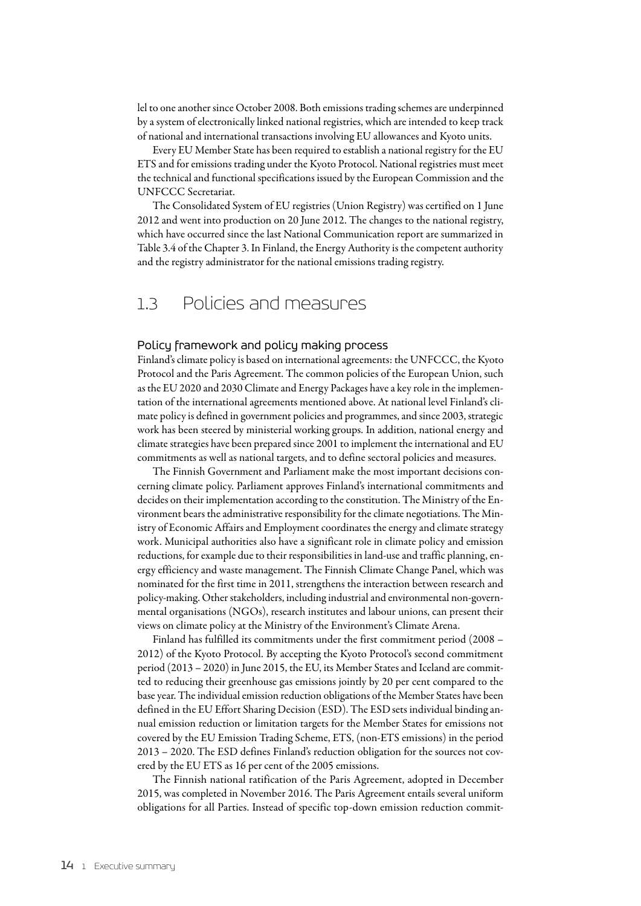lel to one another since October 2008. Both emissions trading schemes are underpinned by a system of electronically linked national registries, which are intended to keep track of national and international transactions involving EU allowances and Kyoto units.

Every EU Member State has been required to establish a national registry for the EU ETS and for emissions trading under the Kyoto Protocol. National registries must meet the technical and functional specifications issued by the European Commission and the UNFCCC Secretariat.

The Consolidated System of EU registries (Union Registry) was certified on 1 June 2012 and went into production on 20 June 2012. The changes to the national registry, which have occurred since the last National Communication report are summarized in Table 3.4 of the Chapter 3. In Finland, the Energy Authority is the competent authority and the registry administrator for the national emissions trading registry.

## 1.3 Policies and measures

### Policy framework and policy making process

Finland's climate policy is based on international agreements: the UNFCCC, the Kyoto Protocol and the Paris Agreement. The common policies of the European Union, such as the EU 2020 and 2030 Climate and Energy Packages have a key role in the implementation of the international agreements mentioned above. At national level Finland's climate policy is defined in government policies and programmes, and since 2003, strategic work has been steered by ministerial working groups. In addition, national energy and climate strategies have been prepared since 2001 to implement the international and EU commitments as well as national targets, and to define sectoral policies and measures.

The Finnish Government and Parliament make the most important decisions concerning climate policy. Parliament approves Finland's international commitments and decides on their implementation according to the constitution. The Ministry of the Environment bears the administrative responsibility for the climate negotiations. The Ministry of Economic Affairs and Employment coordinates the energy and climate strategy work. Municipal authorities also have a significant role in climate policy and emission reductions, for example due to their responsibilities in land-use and traffic planning, energy efficiency and waste management. The Finnish Climate Change Panel, which was nominated for the first time in 2011, strengthens the interaction between research and policy-making. Other stakeholders, including industrial and environmental non-governmental organisations (NGOs), research institutes and labour unions, can present their views on climate policy at the Ministry of the Environment's Climate Arena.

Finland has fulfilled its commitments under the first commitment period (2008 – 2012) of the Kyoto Protocol. By accepting the Kyoto Protocol's second commitment period (2013 – 2020) in June 2015, the EU, its Member States and Iceland are committed to reducing their greenhouse gas emissions jointly by 20 per cent compared to the base year. The individual emission reduction obligations of the Member States have been defined in the EU Effort Sharing Decision (ESD). The ESD sets individual binding annual emission reduction or limitation targets for the Member States for emissions not covered by the EU Emission Trading Scheme, ETS, (non-ETS emissions) in the period 2013 – 2020. The ESD defines Finland's reduction obligation for the sources not covered by the EU ETS as 16 per cent of the 2005 emissions.

The Finnish national ratification of the Paris Agreement, adopted in December 2015, was completed in November 2016. The Paris Agreement entails several uniform obligations for all Parties. Instead of specific top-down emission reduction commit-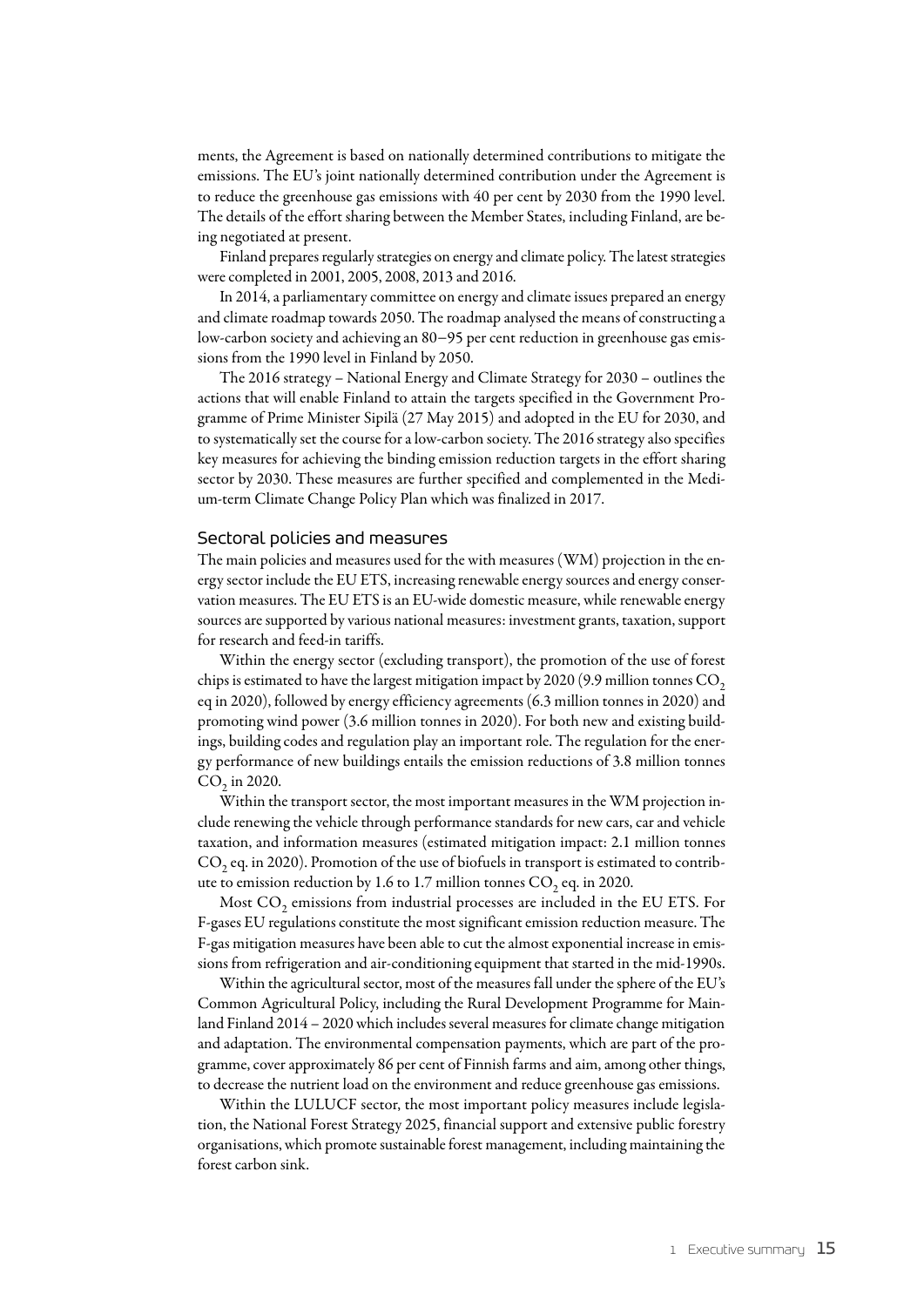ments, the Agreement is based on nationally determined contributions to mitigate the emissions. The EU's joint nationally determined contribution under the Agreement is to reduce the greenhouse gas emissions with 40 per cent by 2030 from the 1990 level. The details of the effort sharing between the Member States, including Finland, are being negotiated at present.

Finland prepares regularly strategies on energy and climate policy. The latest strategies were completed in 2001, 2005, 2008, 2013 and 2016.

In 2014, a parliamentary committee on energy and climate issues prepared an energy and climate roadmap towards 2050. The roadmap analysed the means of constructing a low-carbon society and achieving an 80–95 per cent reduction in greenhouse gas emissions from the 1990 level in Finland by 2050.

The 2016 strategy – National Energy and Climate Strategy for 2030 – outlines the actions that will enable Finland to attain the targets specified in the Government Programme of Prime Minister Sipilä (27 May 2015) and adopted in the EU for 2030, and to systematically set the course for a low-carbon society. The 2016 strategy also specifies key measures for achieving the binding emission reduction targets in the effort sharing sector by 2030. These measures are further specified and complemented in the Medium-term Climate Change Policy Plan which was finalized in 2017.

### Sectoral policies and measures

The main policies and measures used for the with measures (WM) projection in the energy sector include the EU ETS, increasing renewable energy sources and energy conservation measures. The EU ETS is an EU-wide domestic measure, while renewable energy sources are supported by various national measures: investment grants, taxation, support for research and feed-in tariffs.

Within the energy sector (excluding transport), the promotion of the use of forest chips is estimated to have the largest mitigation impact by 2020 (9.9 million tonnes $CO_2$ eq in 2020), followed by energy efficiency agreements (6.3 million tonnes in 2020) and promoting wind power (3.6 million tonnes in 2020). For both new and existing buildings, building codes and regulation play an important role. The regulation for the energy performance of new buildings entails the emission reductions of 3.8 million tonnes $CO_2$ in 2020.

Within the transport sector, the most important measures in the WM projection include renewing the vehicle through performance standards for new cars, car and vehicle taxation, and information measures (estimated mitigation impact: 2.1 million tonnes $CO_2$ eq. in 2020). Promotion of the use of biofuels in transport is estimated to contribute to emission reduction by 1.6 to 1.7 million tonnes $CO_2$ eq. in 2020.

Most $CO_2$ emissions from industrial processes are included in the EU ETS. For F-gases EU regulations constitute the most significant emission reduction measure. The F-gas mitigation measures have been able to cut the almost exponential increase in emissions from refrigeration and air-conditioning equipment that started in the mid-1990s.

Within the agricultural sector, most of the measures fall under the sphere of the EU's Common Agricultural Policy, including the Rural Development Programme for Mainland Finland 2014 – 2020 which includes several measures for climate change mitigation and adaptation. The environmental compensation payments, which are part of the programme, cover approximately 86 per cent of Finnish farms and aim, among other things, to decrease the nutrient load on the environment and reduce greenhouse gas emissions.

Within the LULUCF sector, the most important policy measures include legislation, the National Forest Strategy 2025, financial support and extensive public forestry organisations, which promote sustainable forest management, including maintaining the forest carbon sink.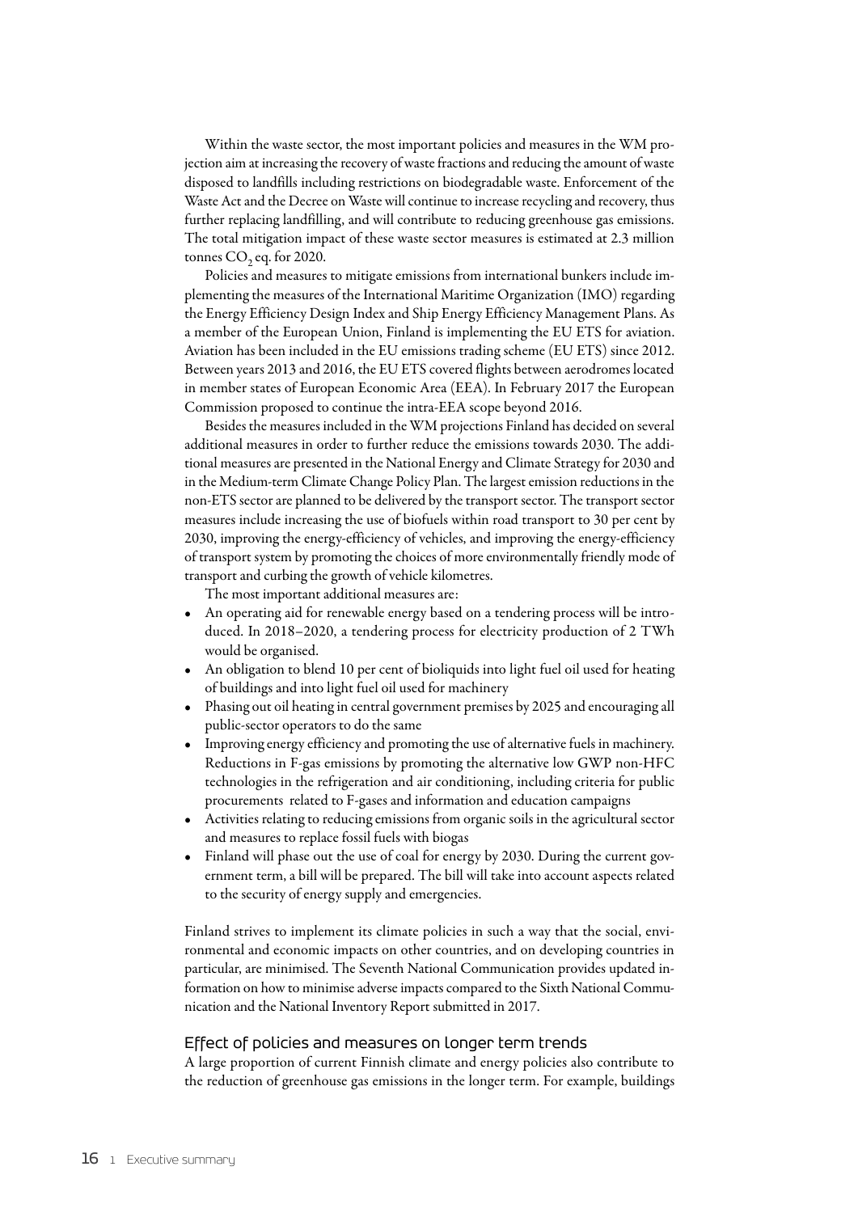Within the waste sector, the most important policies and measures in the WM projection aim at increasing the recovery of waste fractions and reducing the amount of waste disposed to landfills including restrictions on biodegradable waste. Enforcement of the Waste Act and the Decree on Waste will continue to increase recycling and recovery, thus further replacing landfilling, and will contribute to reducing greenhouse gas emissions. The total mitigation impact of these waste sector measures is estimated at 2.3 million tonnes $CO_2$ eq. for 2020.

Policies and measures to mitigate emissions from international bunkers include implementing the measures of the International Maritime Organization (IMO) regarding the Energy Efficiency Design Index and Ship Energy Efficiency Management Plans. As a member of the European Union, Finland is implementing the EU ETS for aviation. Aviation has been included in the EU emissions trading scheme (EU ETS) since 2012. Between years 2013 and 2016, the EU ETS covered flights between aerodromes located in member states of European Economic Area (EEA). In February 2017 the European Commission proposed to continue the intra-EEA scope beyond 2016.

Besides the measures included in the WM projections Finland has decided on several additional measures in order to further reduce the emissions towards 2030. The additional measures are presented in the National Energy and Climate Strategy for 2030 and in the Medium-term Climate Change Policy Plan. The largest emission reductions in the non-ETS sector are planned to be delivered by the transport sector. The transport sector measures include increasing the use of biofuels within road transport to 30 per cent by 2030, improving the energy-efficiency of vehicles, and improving the energy-efficiency of transport system by promoting the choices of more environmentally friendly mode of transport and curbing the growth of vehicle kilometres.

The most important additional measures are:

- An operating aid for renewable energy based on a tendering process will be introduced. In 2018–2020, a tendering process for electricity production of 2 TWh would be organised.
- An obligation to blend 10 per cent of bioliquids into light fuel oil used for heating of buildings and into light fuel oil used for machinery
- Phasing out oil heating in central government premises by 2025 and encouraging all public-sector operators to do the same
- Improving energy efficiency and promoting the use of alternative fuels in machinery. Reductions in F-gas emissions by promoting the alternative low GWP non-HFC technologies in the refrigeration and air conditioning, including criteria for public procurements related to F-gases and information and education campaigns
- Activities relating to reducing emissions from organic soils in the agricultural sector and measures to replace fossil fuels with biogas
- Finland will phase out the use of coal for energy by 2030. During the current government term, a bill will be prepared. The bill will take into account aspects related to the security of energy supply and emergencies.

Finland strives to implement its climate policies in such a way that the social, environmental and economic impacts on other countries, and on developing countries in particular, are minimised. The Seventh National Communication provides updated information on how to minimise adverse impacts compared to the Sixth National Communication and the National Inventory Report submitted in 2017.

### Effect of policies and measures on longer term trends

A large proportion of current Finnish climate and energy policies also contribute to the reduction of greenhouse gas emissions in the longer term. For example, buildings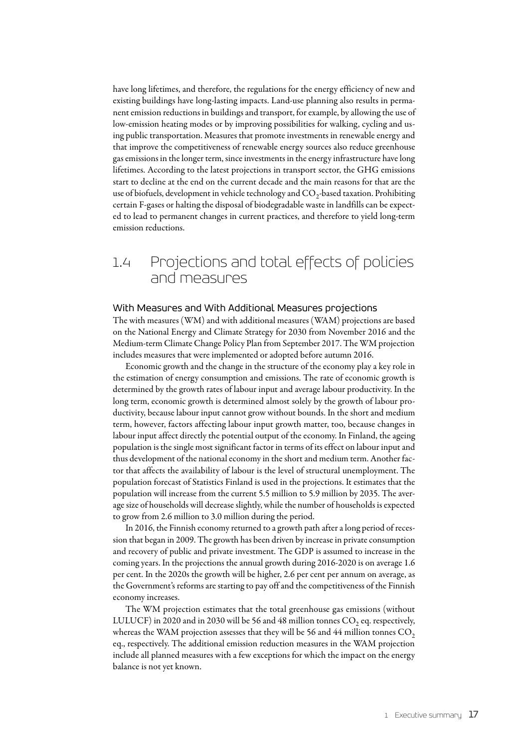have long lifetimes, and therefore, the regulations for the energy efficiency of new and existing buildings have long-lasting impacts. Land-use planning also results in permanent emission reductions in buildings and transport, for example, by allowing the use of low-emission heating modes or by improving possibilities for walking, cycling and using public transportation. Measures that promote investments in renewable energy and that improve the competitiveness of renewable energy sources also reduce greenhouse gas emissions in the longer term, since investments in the energy infrastructure have long lifetimes. According to the latest projections in transport sector, the GHG emissions start to decline at the end on the current decade and the main reasons for that are the use of biofuels, development in vehicle technology and $CO_2$-based taxation. Prohibiting certain F-gases or halting the disposal of biodegradable waste in landfills can be expected to lead to permanent changes in current practices, and therefore to yield long-term emission reductions.

## 1.4 Projections and total effects of policies and measures

### With Measures and With Additional Measures projections

The with measures (WM) and with additional measures (WAM) projections are based on the National Energy and Climate Strategy for 2030 from November 2016 and the Medium-term Climate Change Policy Plan from September 2017. The WM projection includes measures that were implemented or adopted before autumn 2016.

Economic growth and the change in the structure of the economy play a key role in the estimation of energy consumption and emissions. The rate of economic growth is determined by the growth rates of labour input and average labour productivity. In the long term, economic growth is determined almost solely by the growth of labour productivity, because labour input cannot grow without bounds. In the short and medium term, however, factors affecting labour input growth matter, too, because changes in labour input affect directly the potential output of the economy. In Finland, the ageing population is the single most significant factor in terms of its effect on labour input and thus development of the national economy in the short and medium term. Another factor that affects the availability of labour is the level of structural unemployment. The population forecast of Statistics Finland is used in the projections. It estimates that the population will increase from the current 5.5 million to 5.9 million by 2035. The average size of households will decrease slightly, while the number of households is expected to grow from 2.6 million to 3.0 million during the period.

In 2016, the Finnish economy returned to a growth path after a long period of recession that began in 2009. The growth has been driven by increase in private consumption and recovery of public and private investment. The GDP is assumed to increase in the coming years. In the projections the annual growth during 2016-2020 is on average 1.6 per cent. In the 2020s the growth will be higher, 2.6 per cent per annum on average, as the Government's reforms are starting to pay off and the competitiveness of the Finnish economy increases.

The WM projection estimates that the total greenhouse gas emissions (without LULUCF) in 2020 and in 2030 will be 56 and 48 million tonnes $CO_2$ eq. respectively, whereas the WAM projection assesses that they will be 56 and 44 million tonnes $CO_2$ eq., respectively. The additional emission reduction measures in the WAM projection include all planned measures with a few exceptions for which the impact on the energy balance is not yet known.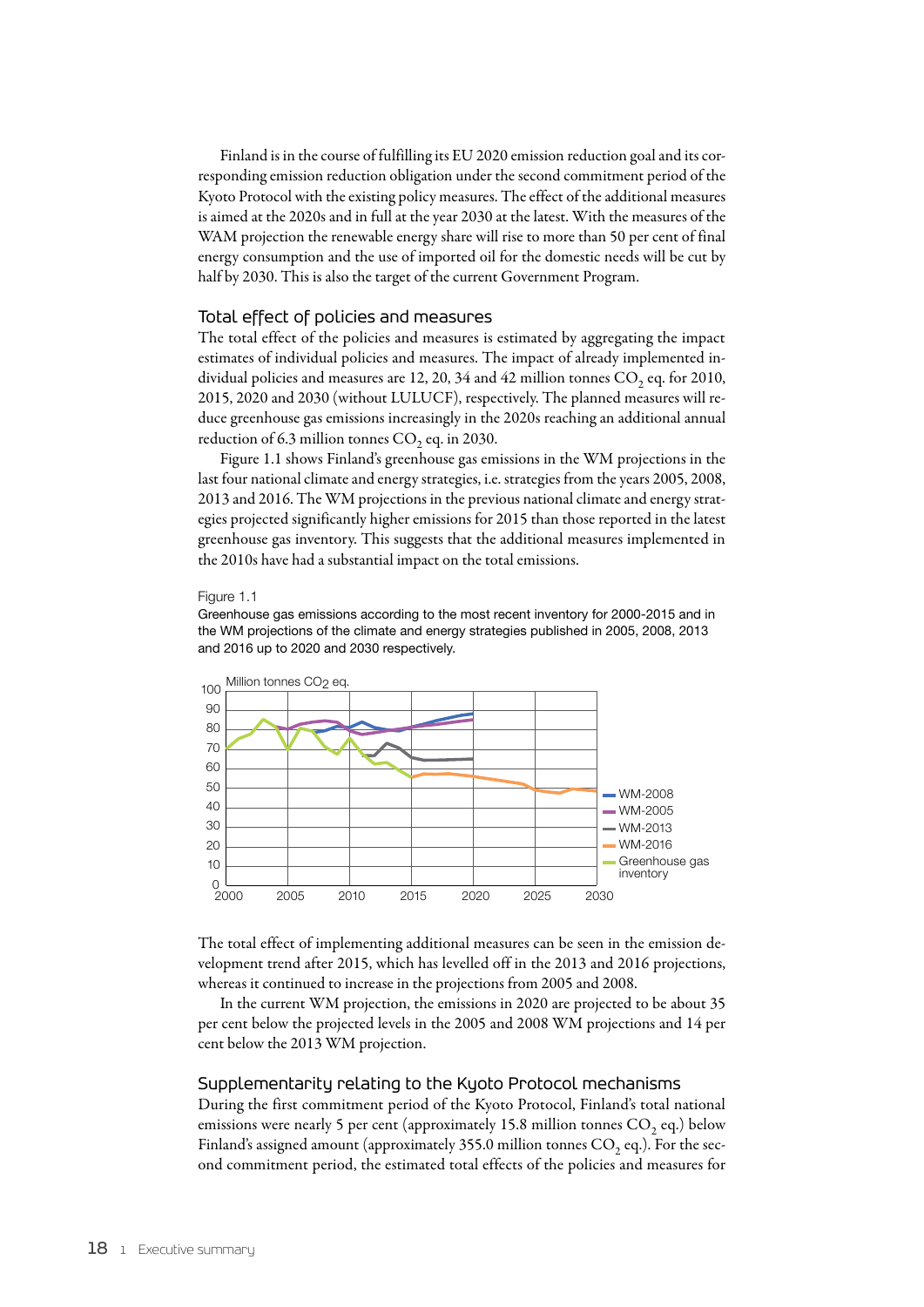Finland is in the course of fulfilling its EU 2020 emission reduction goal and its corresponding emission reduction obligation under the second commitment period of the Kyoto Protocol with the existing policy measures. The effect of the additional measures is aimed at the 2020s and in full at the year 2030 at the latest. With the measures of the WAM projection the renewable energy share will rise to more than 50 per cent of final energy consumption and the use of imported oil for the domestic needs will be cut by half by 2030. This is also the target of the current Government Program.

## Total effect of policies and measures

The total effect of the policies and measures is estimated by aggregating the impact estimates of individual policies and measures. The impact of already implemented individual policies and measures are 12, 20, 34 and 42 million tonnes $CO_2$ eq. for 2010, 2015, 2020 and 2030 (without LULUCF), respectively. The planned measures will reduce greenhouse gas emissions increasingly in the 2020s reaching an additional annual reduction of 6.3 million tonnes $CO_2$ eq. in 2030.

Figure 1.1 shows Finland's greenhouse gas emissions in the WM projections in the last four national climate and energy strategies, i.e. strategies from the years 2005, 2008, 2013 and 2016. The WM projections in the previous national climate and energy strategies projected significantly higher emissions for 2015 than those reported in the latest greenhouse gas inventory. This suggests that the additional measures implemented in the 2010s have had a substantial impact on the total emissions.

Figure 1.1

Greenhouse gas emissions according to the most recent inventory for 2000-2015 and in the WM projections of the climate and energy strategies published in 2005, 2008, 2013 and 2016 up to 2020 and 2030 respectively.

The total effect of implementing additional measures can be seen in the emission development trend after 2015, which has levelled off in the 2013 and 2016 projections, whereas it continued to increase in the projections from 2005 and 2008.

In the current WM projection, the emissions in 2020 are projected to be about 35 per cent below the projected levels in the 2005 and 2008 WM projections and 14 per cent below the 2013 WM projection.

## Supplementarity relating to the Kyoto Protocol mechanisms

During the first commitment period of the Kyoto Protocol, Finland's total national emissions were nearly 5 per cent (approximately 15.8 million tonnes $CO_2$ eq.) below Finland's assigned amount (approximately 355.0 million tonnes $CO_2$ eq.). For the second commitment period, the estimated total effects of the policies and measures for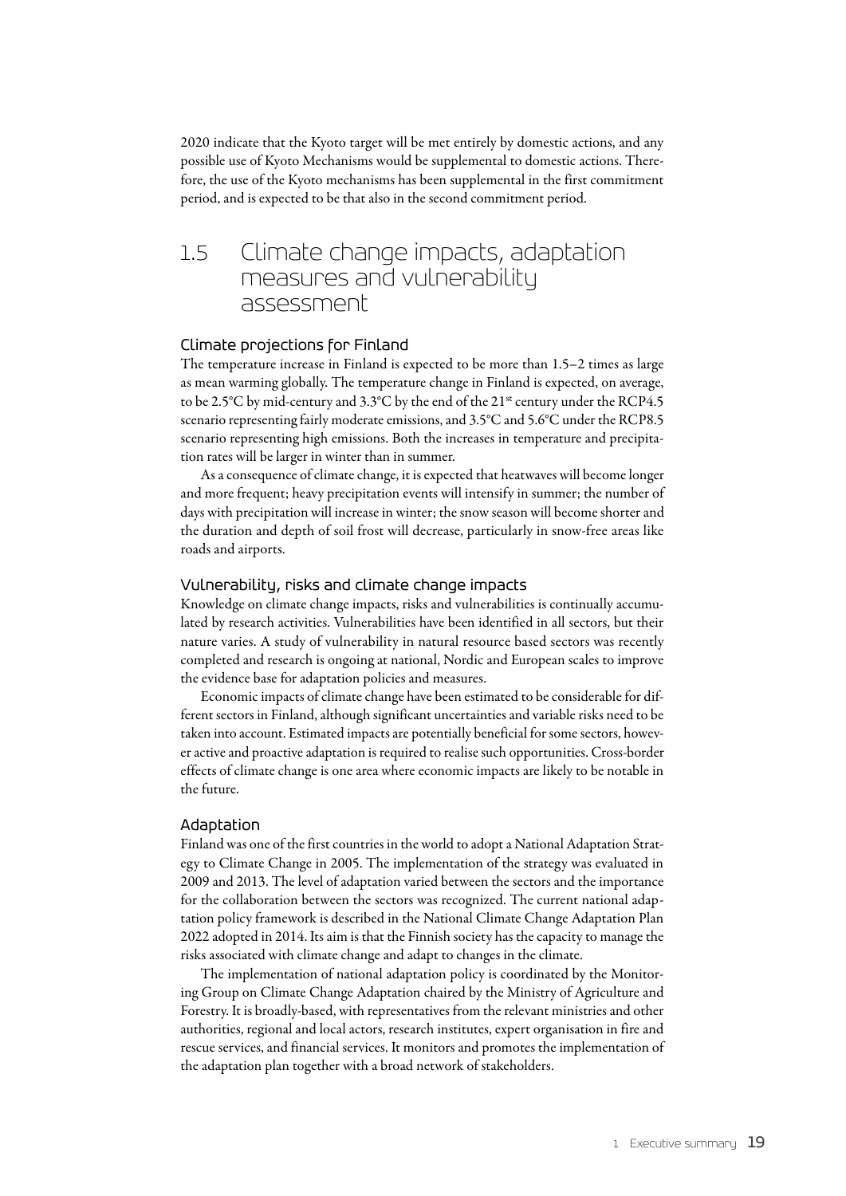2020 indicate that the Kyoto target will be met entirely by domestic actions, and any possible use of Kyoto Mechanisms would be supplemental to domestic actions. Therefore, the use of the Kyoto mechanisms has been supplemental in the first commitment period, and is expected to be that also in the second commitment period.

## 1.5 Climate change impacts, adaptation measures and vulnerability assessment

### Climate projections for Finland

The temperature increase in Finland is expected to be more than 1.5–2 times as large as mean warming globally. The temperature change in Finland is expected, on average, to be 2.5°C by mid-century and 3.3°C by the end of the 21st century under the RCP4.5 scenario representing fairly moderate emissions, and 3.5°C and 5.6°C under the RCP8.5 scenario representing high emissions. Both the increases in temperature and precipitation rates will be larger in winter than in summer.

As a consequence of climate change, it is expected that heatwaves will become longer and more frequent; heavy precipitation events will intensify in summer; the number of days with precipitation will increase in winter; the snow season will become shorter and the duration and depth of soil frost will decrease, particularly in snow-free areas like roads and airports.

### Vulnerability, risks and climate change impacts

Knowledge on climate change impacts, risks and vulnerabilities is continually accumulated by research activities. Vulnerabilities have been identified in all sectors, but their nature varies. A study of vulnerability in natural resource based sectors was recently completed and research is ongoing at national, Nordic and European scales to improve the evidence base for adaptation policies and measures.

Economic impacts of climate change have been estimated to be considerable for different sectors in Finland, although significant uncertainties and variable risks need to be taken into account. Estimated impacts are potentially beneficial for some sectors, however active and proactive adaptation is required to realise such opportunities. Cross-border effects of climate change is one area where economic impacts are likely to be notable in the future.

### Adaptation

Finland was one of the first countries in the world to adopt a National Adaptation Strategy to Climate Change in 2005. The implementation of the strategy was evaluated in 2009 and 2013. The level of adaptation varied between the sectors and the importance for the collaboration between the sectors was recognized. The current national adaptation policy framework is described in the National Climate Change Adaptation Plan 2022 adopted in 2014. Its aim is that the Finnish society has the capacity to manage the risks associated with climate change and adapt to changes in the climate.

The implementation of national adaptation policy is coordinated by the Monitoring Group on Climate Change Adaptation chaired by the Ministry of Agriculture and Forestry. It is broadly-based, with representatives from the relevant ministries and other authorities, regional and local actors, research institutes, expert organisation in fire and rescue services, and financial services. It monitors and promotes the implementation of the adaptation plan together with a broad network of stakeholders.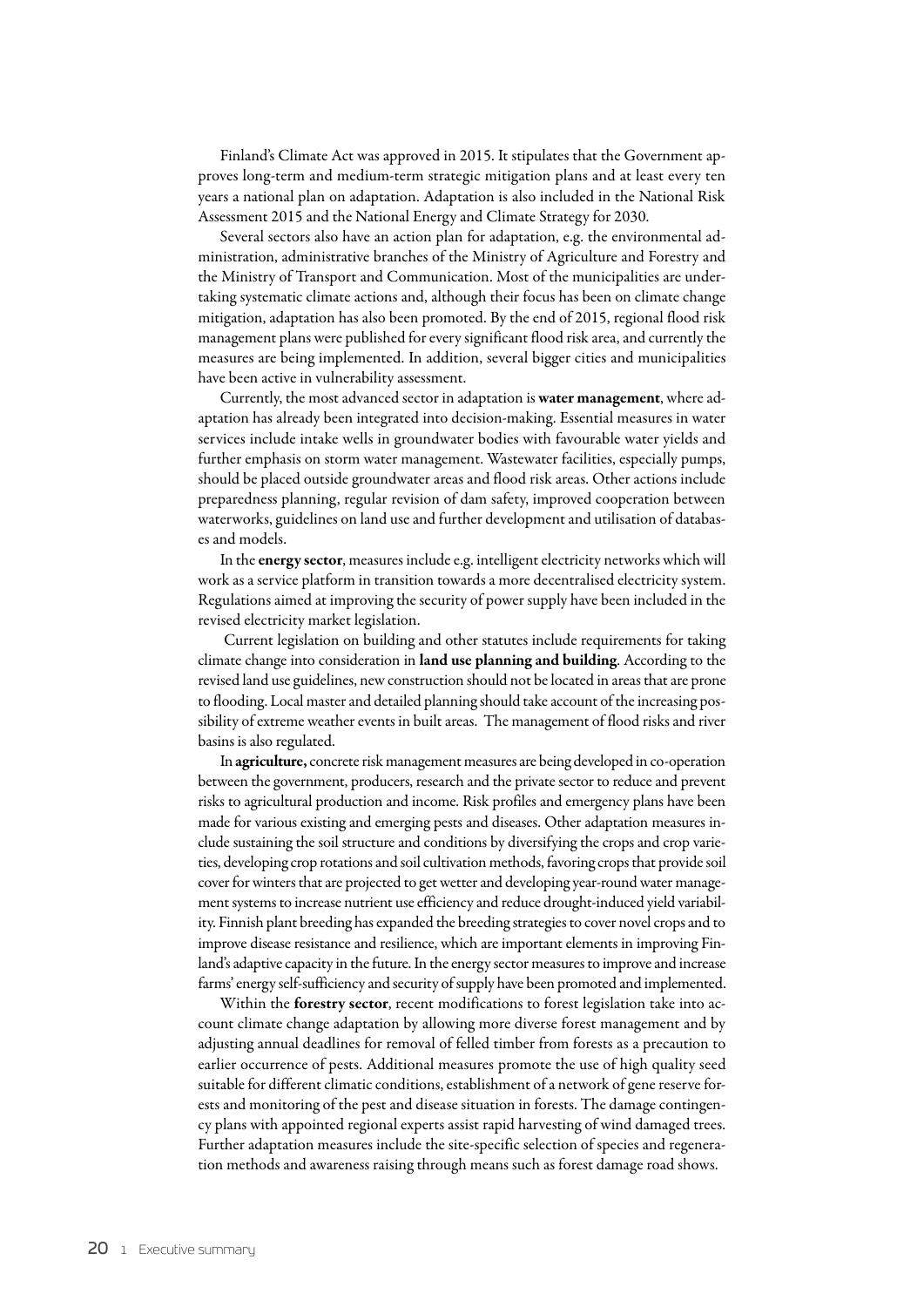Finland's Climate Act was approved in 2015. It stipulates that the Government approves long-term and medium-term strategic mitigation plans and at least every ten years a national plan on adaptation. Adaptation is also included in the National Risk Assessment 2015 and the National Energy and Climate Strategy for 2030.

Several sectors also have an action plan for adaptation, e.g. the environmental administration, administrative branches of the Ministry of Agriculture and Forestry and the Ministry of Transport and Communication. Most of the municipalities are undertaking systematic climate actions and, although their focus has been on climate change mitigation, adaptation has also been promoted. By the end of 2015, regional flood risk management plans were published for every significant flood risk area, and currently the measures are being implemented. In addition, several bigger cities and municipalities have been active in vulnerability assessment.

Currently, the most advanced sector in adaptation is **water management**, where adaptation has already been integrated into decision-making. Essential measures in water services include intake wells in groundwater bodies with favourable water yields and further emphasis on storm water management. Wastewater facilities, especially pumps, should be placed outside groundwater areas and flood risk areas. Other actions include preparedness planning, regular revision of dam safety, improved cooperation between waterworks, guidelines on land use and further development and utilisation of databases and models.

In the **energy sector**, measures include e.g. intelligent electricity networks which will work as a service platform in transition towards a more decentralised electricity system. Regulations aimed at improving the security of power supply have been included in the revised electricity market legislation.

Current legislation on building and other statutes include requirements for taking climate change into consideration in **land use planning and building**. According to the revised land use guidelines, new construction should not be located in areas that are prone to flooding. Local master and detailed planning should take account of the increasing possibility of extreme weather events in built areas. The management of flood risks and river basins is also regulated.

In **agriculture,** concrete risk management measures are being developed in co-operation between the government, producers, research and the private sector to reduce and prevent risks to agricultural production and income. Risk profiles and emergency plans have been made for various existing and emerging pests and diseases. Other adaptation measures include sustaining the soil structure and conditions by diversifying the crops and crop varieties, developing crop rotations and soil cultivation methods, favoring crops that provide soil cover for winters that are projected to get wetter and developing year-round water management systems to increase nutrient use efficiency and reduce drought-induced yield variability. Finnish plant breeding has expanded the breeding strategies to cover novel crops and to improve disease resistance and resilience, which are important elements in improving Finland's adaptive capacity in the future. In the energy sector measures to improve and increase farms' energy self-sufficiency and security of supply have been promoted and implemented.

Within the **forestry sector**, recent modifications to forest legislation take into account climate change adaptation by allowing more diverse forest management and by adjusting annual deadlines for removal of felled timber from forests as a precaution to earlier occurrence of pests. Additional measures promote the use of high quality seed suitable for different climatic conditions, establishment of a network of gene reserve forests and monitoring of the pest and disease situation in forests. The damage contingency plans with appointed regional experts assist rapid harvesting of wind damaged trees. Further adaptation measures include the site-specific selection of species and regeneration methods and awareness raising through means such as forest damage road shows.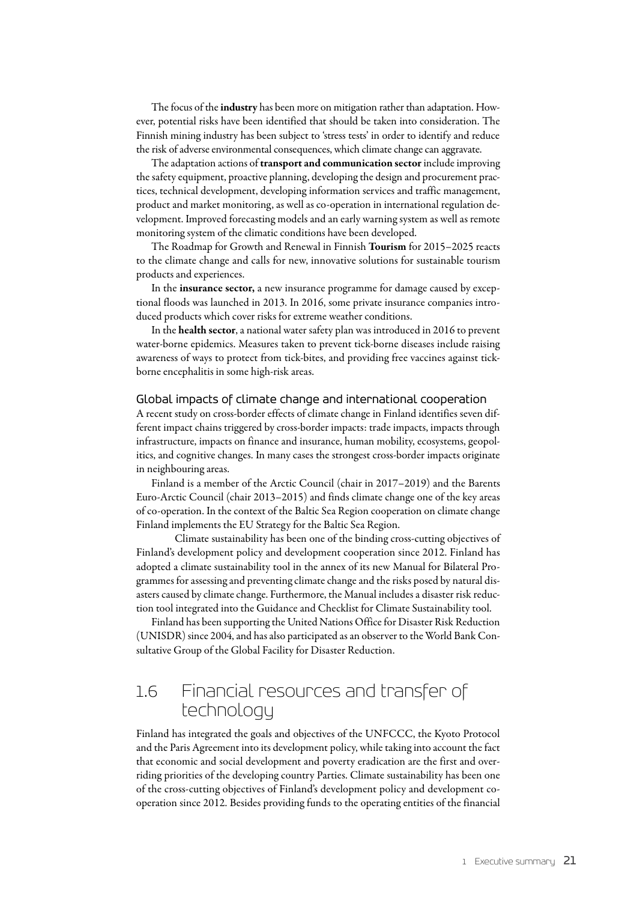The focus of the **industry** has been more on mitigation rather than adaptation. However, potential risks have been identified that should be taken into consideration. The Finnish mining industry has been subject to 'stress tests' in order to identify and reduce the risk of adverse environmental consequences, which climate change can aggravate.

The adaptation actions of **transport and communication sector** include improving the safety equipment, proactive planning, developing the design and procurement practices, technical development, developing information services and traffic management, product and market monitoring, as well as co-operation in international regulation development. Improved forecasting models and an early warning system as well as remote monitoring system of the climatic conditions have been developed.

The Roadmap for Growth and Renewal in Finnish **Tourism** for 2015–2025 reacts to the climate change and calls for new, innovative solutions for sustainable tourism products and experiences.

In the **insurance sector,** a new insurance programme for damage caused by exceptional floods was launched in 2013. In 2016, some private insurance companies introduced products which cover risks for extreme weather conditions.

In the **health sector**, a national water safety plan was introduced in 2016 to prevent water-borne epidemics. Measures taken to prevent tick-borne diseases include raising awareness of ways to protect from tick-bites, and providing free vaccines against tick-borne encephalitis in some high-risk areas.

### Global impacts of climate change and international cooperation

A recent study on cross-border effects of climate change in Finland identifies seven different impact chains triggered by cross-border impacts: trade impacts, impacts through infrastructure, impacts on finance and insurance, human mobility, ecosystems, geopolitics, and cognitive changes. In many cases the strongest cross-border impacts originate in neighbouring areas.

Finland is a member of the Arctic Council (chair in 2017–2019) and the Barents Euro-Arctic Council (chair 2013–2015) and finds climate change one of the key areas of co-operation. In the context of the Baltic Sea Region cooperation on climate change Finland implements the EU Strategy for the Baltic Sea Region.

Climate sustainability has been one of the binding cross-cutting objectives of Finland's development policy and development cooperation since 2012. Finland has adopted a climate sustainability tool in the annex of its new Manual for Bilateral Programmes for assessing and preventing climate change and the risks posed by natural disasters caused by climate change. Furthermore, the Manual includes a disaster risk reduction tool integrated into the Guidance and Checklist for Climate Sustainability tool.

Finland has been supporting the United Nations Office for Disaster Risk Reduction (UNISDR) since 2004, and has also participated as an observer to the World Bank Consultative Group of the Global Facility for Disaster Reduction.

## 1.6 Financial resources and transfer of technology

Finland has integrated the goals and objectives of the UNFCCC, the Kyoto Protocol and the Paris Agreement into its development policy, while taking into account the fact that economic and social development and poverty eradication are the first and overriding priorities of the developing country Parties. Climate sustainability has been one of the cross-cutting objectives of Finland's development policy and development co-operation since 2012. Besides providing funds to the operating entities of the financial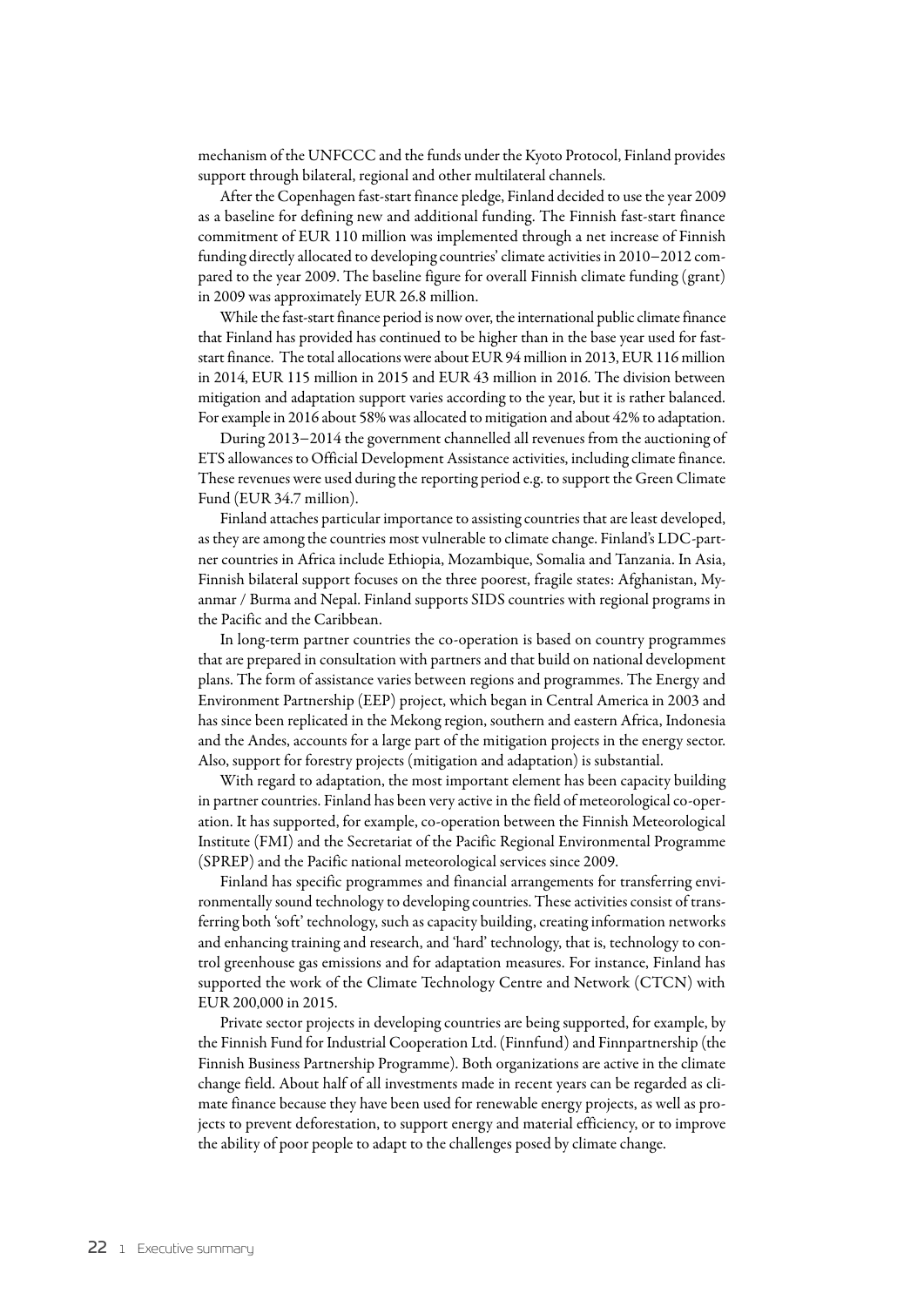mechanism of the UNFCCC and the funds under the Kyoto Protocol, Finland provides support through bilateral, regional and other multilateral channels.

After the Copenhagen fast-start finance pledge, Finland decided to use the year 2009 as a baseline for defining new and additional funding. The Finnish fast-start finance commitment of EUR 110 million was implemented through a net increase of Finnish funding directly allocated to developing countries' climate activities in 2010–2012 compared to the year 2009. The baseline figure for overall Finnish climate funding (grant) in 2009 was approximately EUR 26.8 million.

While the fast-start finance period is now over, the international public climate finance that Finland has provided has continued to be higher than in the base year used for fast-start finance. The total allocations were about EUR 94 million in 2013, EUR 116 million in 2014, EUR 115 million in 2015 and EUR 43 million in 2016. The division between mitigation and adaptation support varies according to the year, but it is rather balanced. For example in 2016 about 58% was allocated to mitigation and about 42% to adaptation.

During 2013–2014 the government channelled all revenues from the auctioning of ETS allowances to Official Development Assistance activities, including climate finance. These revenues were used during the reporting period e.g. to support the Green Climate Fund (EUR 34.7 million).

Finland attaches particular importance to assisting countries that are least developed, as they are among the countries most vulnerable to climate change. Finland's LDC-partner countries in Africa include Ethiopia, Mozambique, Somalia and Tanzania. In Asia, Finnish bilateral support focuses on the three poorest, fragile states: Afghanistan, Myanmar / Burma and Nepal. Finland supports SIDS countries with regional programs in the Pacific and the Caribbean.

In long-term partner countries the co-operation is based on country programmes that are prepared in consultation with partners and that build on national development plans. The form of assistance varies between regions and programmes. The Energy and Environment Partnership (EEP) project, which began in Central America in 2003 and has since been replicated in the Mekong region, southern and eastern Africa, Indonesia and the Andes, accounts for a large part of the mitigation projects in the energy sector. Also, support for forestry projects (mitigation and adaptation) is substantial.

With regard to adaptation, the most important element has been capacity building in partner countries. Finland has been very active in the field of meteorological co-operation. It has supported, for example, co-operation between the Finnish Meteorological Institute (FMI) and the Secretariat of the Pacific Regional Environmental Programme (SPREP) and the Pacific national meteorological services since 2009.

Finland has specific programmes and financial arrangements for transferring environmentally sound technology to developing countries. These activities consist of transferring both 'soft' technology, such as capacity building, creating information networks and enhancing training and research, and 'hard' technology, that is, technology to control greenhouse gas emissions and for adaptation measures. For instance, Finland has supported the work of the Climate Technology Centre and Network (CTCN) with EUR 200,000 in 2015.

Private sector projects in developing countries are being supported, for example, by the Finnish Fund for Industrial Cooperation Ltd. (Finnfund) and Finnpartnership (the Finnish Business Partnership Programme). Both organizations are active in the climate change field. About half of all investments made in recent years can be regarded as climate finance because they have been used for renewable energy projects, as well as projects to prevent deforestation, to support energy and material efficiency, or to improve the ability of poor people to adapt to the challenges posed by climate change.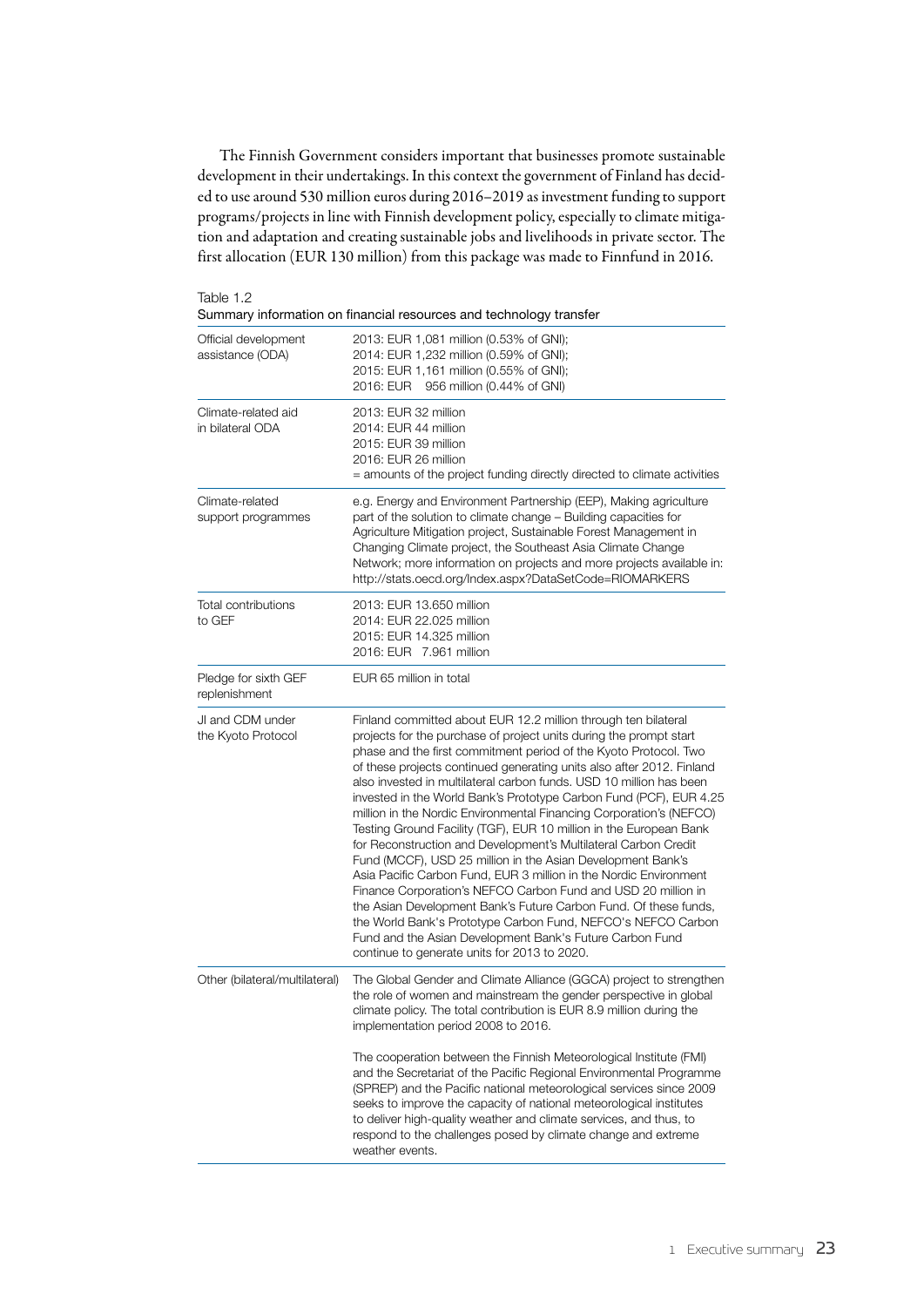The Finnish Government considers important that businesses promote sustainable development in their undertakings. In this context the government of Finland has decided to use around 530 million euros during 2016–2019 as investment funding to support programs/projects in line with Finnish development policy, especially to climate mitigation and adaptation and creating sustainable jobs and livelihoods in private sector. The first allocation (EUR 130 million) from this package was made to Finnfund in 2016.

Table 1.2
Summary information on financial resources and technology transfer

| | |
|---|---|
| Official development assistance (ODA) | 2013: EUR 1,081 million (0.53% of GNI);<br>2014: EUR 1,232 million (0.59% of GNI);<br>2015: EUR 1,161 million (0.55% of GNI);<br>2016: EUR 956 million (0.44% of GNI) |
| Climate-related aid in bilateral ODA | 2013: EUR 32 million<br>2014: EUR 44 million<br>2015: EUR 39 million<br>2016: EUR 26 million<br>= amounts of the project funding directly directed to climate activities |
| Climate-related support programmes | e.g. Energy and Environment Partnership (EEP), Making agriculture part of the solution to climate change – Building capacities for Agriculture Mitigation project, Sustainable Forest Management in Changing Climate project, the Southeast Asia Climate Change Network; more information on projects and more projects available in: http://stats.oecd.org/Index.aspx?DataSetCode=RIOMARKERS |
| Total contributions to GEF | 2013: EUR 13.650 million<br>2014: EUR 22.025 million<br>2015: EUR 14.325 million<br>2016: EUR 7.961 million |
| Pledge for sixth GEF replenishment | EUR 65 million in total |
| JI and CDM under the Kyoto Protocol | Finland committed about EUR 12.2 million through ten bilateral projects for the purchase of project units during the prompt start phase and the first commitment period of the Kyoto Protocol. Two of these projects continued generating units also after 2012. Finland also invested in multilateral carbon funds. USD 10 million has been invested in the World Bank's Prototype Carbon Fund (PCF), EUR 4.25 million in the Nordic Environmental Financing Corporation's (NEFCO) Testing Ground Facility (TGF), EUR 10 million in the European Bank for Reconstruction and Development's Multilateral Carbon Credit Fund (MCCF), USD 25 million in the Asian Development Bank's Asia Pacific Carbon Fund, EUR 3 million in the Nordic Environment Finance Corporation's NEFCO Carbon Fund and USD 20 million in the Asian Development Bank's Future Carbon Fund. Of these funds, the World Bank's Prototype Carbon Fund, NEFCO's NEFCO Carbon Fund and the Asian Development Bank's Future Carbon Fund continue to generate units for 2013 to 2020. |
| Other (bilateral/multilateral) | The Global Gender and Climate Alliance (GGCA) project to strengthen the role of women and mainstream the gender perspective in global climate policy. The total contribution is EUR 8.9 million during the implementation period 2008 to 2016.<br><br>The cooperation between the Finnish Meteorological Institute (FMI) and the Secretariat of the Pacific Regional Environmental Programme (SPREP) and the Pacific national meteorological services since 2009 seeks to improve the capacity of national meteorological institutes to deliver high-quality weather and climate services, and thus, to respond to the challenges posed by climate change and extreme weather events. |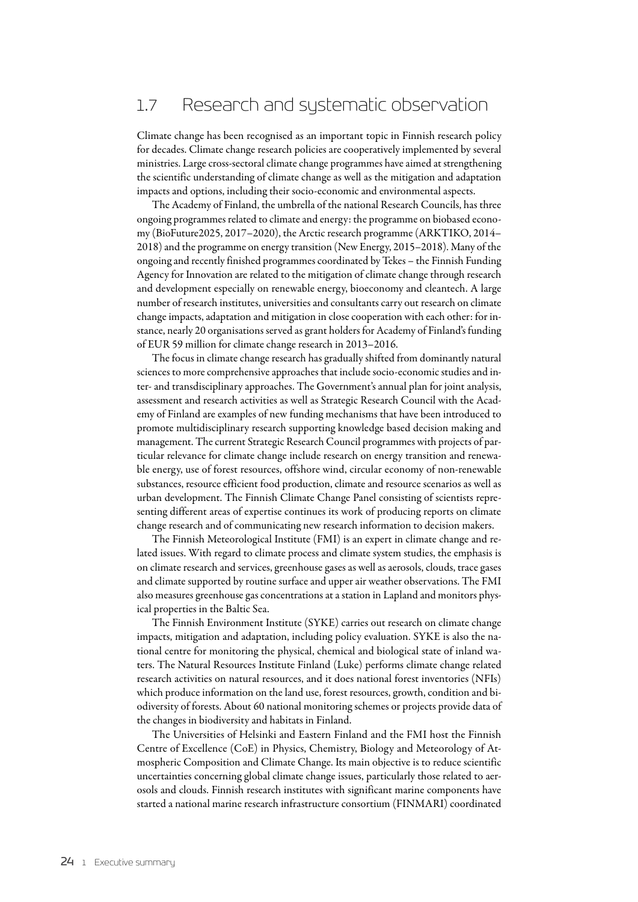## 1.7 Research and systematic observation

Climate change has been recognised as an important topic in Finnish research policy for decades. Climate change research policies are cooperatively implemented by several ministries. Large cross-sectoral climate change programmes have aimed at strengthening the scientific understanding of climate change as well as the mitigation and adaptation impacts and options, including their socio-economic and environmental aspects.

The Academy of Finland, the umbrella of the national Research Councils, has three ongoing programmes related to climate and energy: the programme on biobased economy (BioFuture2025, 2017–2020), the Arctic research programme (ARKTIKO, 2014–2018) and the programme on energy transition (New Energy, 2015–2018). Many of the ongoing and recently finished programmes coordinated by Tekes – the Finnish Funding Agency for Innovation are related to the mitigation of climate change through research and development especially on renewable energy, bioeconomy and cleantech. A large number of research institutes, universities and consultants carry out research on climate change impacts, adaptation and mitigation in close cooperation with each other: for instance, nearly 20 organisations served as grant holders for Academy of Finland's funding of EUR 59 million for climate change research in 2013–2016.

The focus in climate change research has gradually shifted from dominantly natural sciences to more comprehensive approaches that include socio-economic studies and inter- and transdisciplinary approaches. The Government's annual plan for joint analysis, assessment and research activities as well as Strategic Research Council with the Academy of Finland are examples of new funding mechanisms that have been introduced to promote multidisciplinary research supporting knowledge based decision making and management. The current Strategic Research Council programmes with projects of particular relevance for climate change include research on energy transition and renewable energy, use of forest resources, offshore wind, circular economy of non-renewable substances, resource efficient food production, climate and resource scenarios as well as urban development. The Finnish Climate Change Panel consisting of scientists representing different areas of expertise continues its work of producing reports on climate change research and of communicating new research information to decision makers.

The Finnish Meteorological Institute (FMI) is an expert in climate change and related issues. With regard to climate process and climate system studies, the emphasis is on climate research and services, greenhouse gases as well as aerosols, clouds, trace gases and climate supported by routine surface and upper air weather observations. The FMI also measures greenhouse gas concentrations at a station in Lapland and monitors physical properties in the Baltic Sea.

The Finnish Environment Institute (SYKE) carries out research on climate change impacts, mitigation and adaptation, including policy evaluation. SYKE is also the national centre for monitoring the physical, chemical and biological state of inland waters. The Natural Resources Institute Finland (Luke) performs climate change related research activities on natural resources, and it does national forest inventories (NFIs) which produce information on the land use, forest resources, growth, condition and biodiversity of forests. About 60 national monitoring schemes or projects provide data of the changes in biodiversity and habitats in Finland.

The Universities of Helsinki and Eastern Finland and the FMI host the Finnish Centre of Excellence (CoE) in Physics, Chemistry, Biology and Meteorology of Atmospheric Composition and Climate Change. Its main objective is to reduce scientific uncertainties concerning global climate change issues, particularly those related to aerosols and clouds. Finnish research institutes with significant marine components have started a national marine research infrastructure consortium (FINMARI) coordinated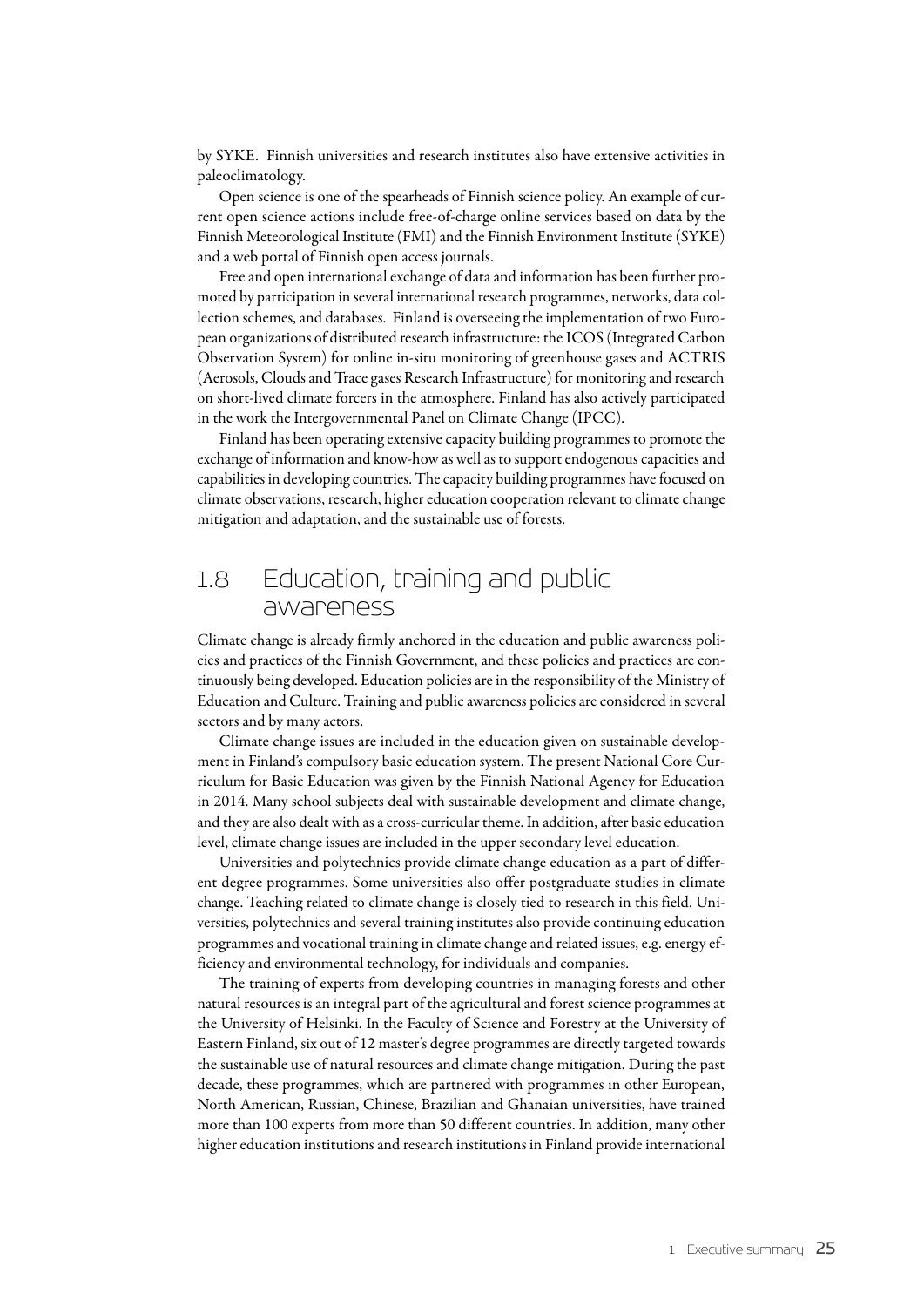by SYKE. Finnish universities and research institutes also have extensive activities in paleoclimatology.

Open science is one of the spearheads of Finnish science policy. An example of current open science actions include free-of-charge online services based on data by the Finnish Meteorological Institute (FMI) and the Finnish Environment Institute (SYKE) and a web portal of Finnish open access journals.

Free and open international exchange of data and information has been further promoted by participation in several international research programmes, networks, data collection schemes, and databases. Finland is overseeing the implementation of two European organizations of distributed research infrastructure: the ICOS (Integrated Carbon Observation System) for online in-situ monitoring of greenhouse gases and ACTRIS (Aerosols, Clouds and Trace gases Research Infrastructure) for monitoring and research on short-lived climate forcers in the atmosphere. Finland has also actively participated in the work the Intergovernmental Panel on Climate Change (IPCC).

Finland has been operating extensive capacity building programmes to promote the exchange of information and know-how as well as to support endogenous capacities and capabilities in developing countries. The capacity building programmes have focused on climate observations, research, higher education cooperation relevant to climate change mitigation and adaptation, and the sustainable use of forests.

## 1.8 Education, training and public awareness

Climate change is already firmly anchored in the education and public awareness policies and practices of the Finnish Government, and these policies and practices are continuously being developed. Education policies are in the responsibility of the Ministry of Education and Culture. Training and public awareness policies are considered in several sectors and by many actors.

Climate change issues are included in the education given on sustainable development in Finland's compulsory basic education system. The present National Core Curriculum for Basic Education was given by the Finnish National Agency for Education in 2014. Many school subjects deal with sustainable development and climate change, and they are also dealt with as a cross-curricular theme. In addition, after basic education level, climate change issues are included in the upper secondary level education.

Universities and polytechnics provide climate change education as a part of different degree programmes. Some universities also offer postgraduate studies in climate change. Teaching related to climate change is closely tied to research in this field. Universities, polytechnics and several training institutes also provide continuing education programmes and vocational training in climate change and related issues, e.g. energy efficiency and environmental technology, for individuals and companies.

The training of experts from developing countries in managing forests and other natural resources is an integral part of the agricultural and forest science programmes at the University of Helsinki. In the Faculty of Science and Forestry at the University of Eastern Finland, six out of 12 master's degree programmes are directly targeted towards the sustainable use of natural resources and climate change mitigation. During the past decade, these programmes, which are partnered with programmes in other European, North American, Russian, Chinese, Brazilian and Ghanaian universities, have trained more than 100 experts from more than 50 different countries. In addition, many other higher education institutions and research institutions in Finland provide international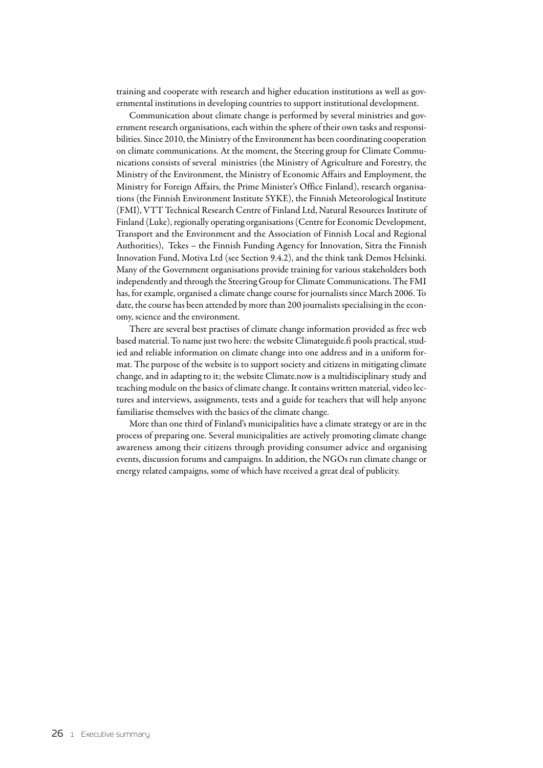training and cooperate with research and higher education institutions as well as governmental institutions in developing countries to support institutional development.

Communication about climate change is performed by several ministries and government research organisations, each within the sphere of their own tasks and responsibilities. Since 2010, the Ministry of the Environment has been coordinating cooperation on climate communications. At the moment, the Steering group for Climate Communications consists of several ministries (the Ministry of Agriculture and Forestry, the Ministry of the Environment, the Ministry of Economic Affairs and Employment, the Ministry for Foreign Affairs, the Prime Minister's Office Finland), research organisations (the Finnish Environment Institute SYKE), the Finnish Meteorological Institute (FMI), VTT Technical Research Centre of Finland Ltd, Natural Resources Institute of Finland (Luke), regionally operating organisations (Centre for Economic Development, Transport and the Environment and the Association of Finnish Local and Regional Authorities), Tekes – the Finnish Funding Agency for Innovation, Sitra the Finnish Innovation Fund, Motiva Ltd (see Section 9.4.2), and the think tank Demos Helsinki. Many of the Government organisations provide training for various stakeholders both independently and through the Steering Group for Climate Communications. The FMI has, for example, organised a climate change course for journalists since March 2006. To date, the course has been attended by more than 200 journalists specialising in the economy, science and the environment.

There are several best practises of climate change information provided as free web based material. To name just two here: the website Climateguide.fi pools practical, studied and reliable information on climate change into one address and in a uniform format. The purpose of the website is to support society and citizens in mitigating climate change, and in adapting to it; the website Climate.now is a multidisciplinary study and teaching module on the basics of climate change. It contains written material, video lectures and interviews, assignments, tests and a guide for teachers that will help anyone familiarise themselves with the basics of the climate change.

More than one third of Finland's municipalities have a climate strategy or are in the process of preparing one. Several municipalities are actively promoting climate change awareness among their citizens through providing consumer advice and organising events, discussion forums and campaigns. In addition, the NGOs run climate change or energy related campaigns, some of which have received a great deal of publicity.